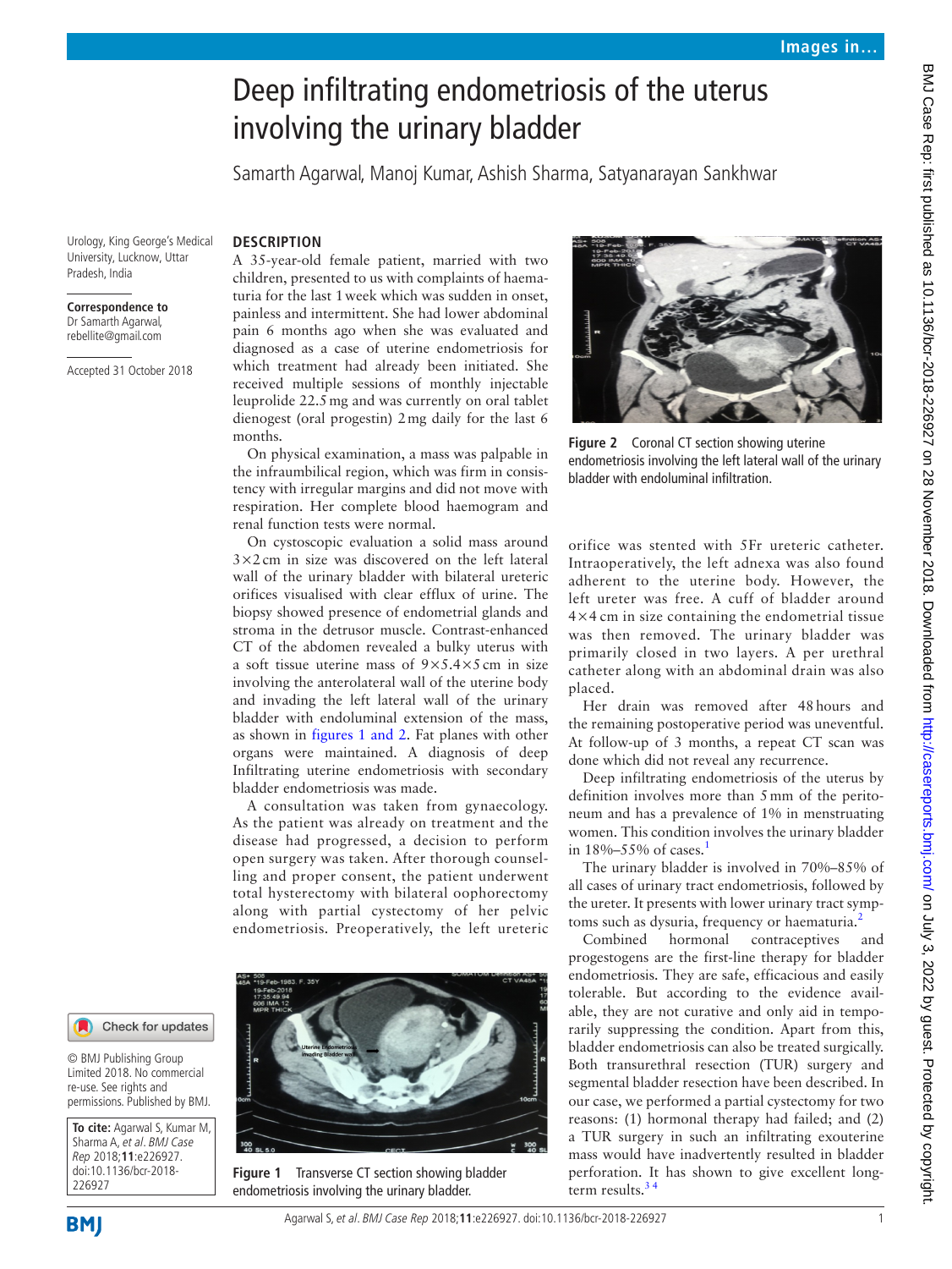# Deep infiltrating endometriosis of the uterus involving the urinary bladder

Samarth Agarwal, Manoj Kumar, Ashish Sharma, Satyanarayan Sankhwar

Urology, King George's Medical University, Lucknow, Uttar Pradesh, India

**Correspondence to**
Dr Samarth Agarwal, rebellite@gmail.com

Accepted 31 October 2018

## DESCRIPTION

A 35-year-old female patient, married with two children, presented to us with complaints of haematuria for the last 1 week which was sudden in onset, painless and intermittent. She had lower abdominal pain 6 months ago when she was evaluated and diagnosed as a case of uterine endometriosis for which treatment had already been initiated. She received multiple sessions of monthly injectable leuprolide 22.5 mg and was currently on oral tablet dienogest (oral progestin) 2 mg daily for the last 6 months.

On physical examination, a mass was palpable in the infraumbilical region, which was firm in consistency with irregular margins and did not move with respiration. Her complete blood haemogram and renal function tests were normal.

On cystoscopic evaluation a solid mass around 3×2 cm in size was discovered on the left lateral wall of the urinary bladder with bilateral ureteric orifices visualised with clear efflux of urine. The biopsy showed presence of endometrial glands and stroma in the detrusor muscle. Contrast-enhanced CT of the abdomen revealed a bulky uterus with a soft tissue uterine mass of 9×5.4×5 cm in size involving the anterolateral wall of the uterine body and invading the left lateral wall of the urinary bladder with endoluminal extension of the mass, as shown in figures 1 and 2. Fat planes with other organs were maintained. A diagnosis of deep Infiltrating uterine endometriosis with secondary bladder endometriosis was made.

A consultation was taken from gynaecology. As the patient was already on treatment and the disease had progressed, a decision to perform open surgery was taken. After thorough counselling and proper consent, the patient underwent total hysterectomy with bilateral oophorectomy along with partial cystectomy of her pelvic endometriosis. Preoperatively, the left ureteric orifice was stented with 5Fr ureteric catheter. Intraoperatively, the left adnexa was also found adherent to the uterine body. However, the left ureter was free. A cuff of bladder around 4×4 cm in size containing the endometrial tissue was then removed. The urinary bladder was primarily closed in two layers. A per urethral catheter along with an abdominal drain was also placed.

Figure 1 Transverse CT section showing bladder endometriosis involving the urinary bladder.

Figure 2 Coronal CT section showing uterine endometriosis involving the left lateral wall of the urinary bladder with endoluminal infiltration.

Her drain was removed after 48 hours and the remaining postoperative period was uneventful. At follow-up of 3 months, a repeat CT scan was done which did not reveal any recurrence.

Deep infiltrating endometriosis of the uterus by definition involves more than 5 mm of the peritoneum and has a prevalence of 1% in menstruating women. This condition involves the urinary bladder in 18%–55% of cases.[1]

The urinary bladder is involved in 70%–85% of all cases of urinary tract endometriosis, followed by the ureter. It presents with lower urinary tract symptoms such as dysuria, frequency or haematuria.[2]

Combined hormonal contraceptives and progestogens are the first-line therapy for bladder endometriosis. They are safe, efficacious and easily tolerable. But according to the evidence available, they are not curative and only aid in temporarily suppressing the condition. Apart from this, bladder endometriosis can also be treated surgically. Both transurethral resection (TUR) surgery and segmental bladder resection have been described. In our case, we performed a partial cystectomy for two reasons: (1) hormonal therapy had failed; and (2) a TUR surgery in such an infiltrating exouterine mass would have inadvertently resulted in bladder perforation. It has shown to give excellent long-term results.[3 4]

© BMJ Publishing Group Limited 2018. No commercial re-use. See rights and permissions. Published by BMJ.

**To cite:** Agarwal S, Kumar M, Sharma A, *et al*. *BMJ Case Rep* 2018;**11**:e226927. doi:10.1136/bcr-2018-226927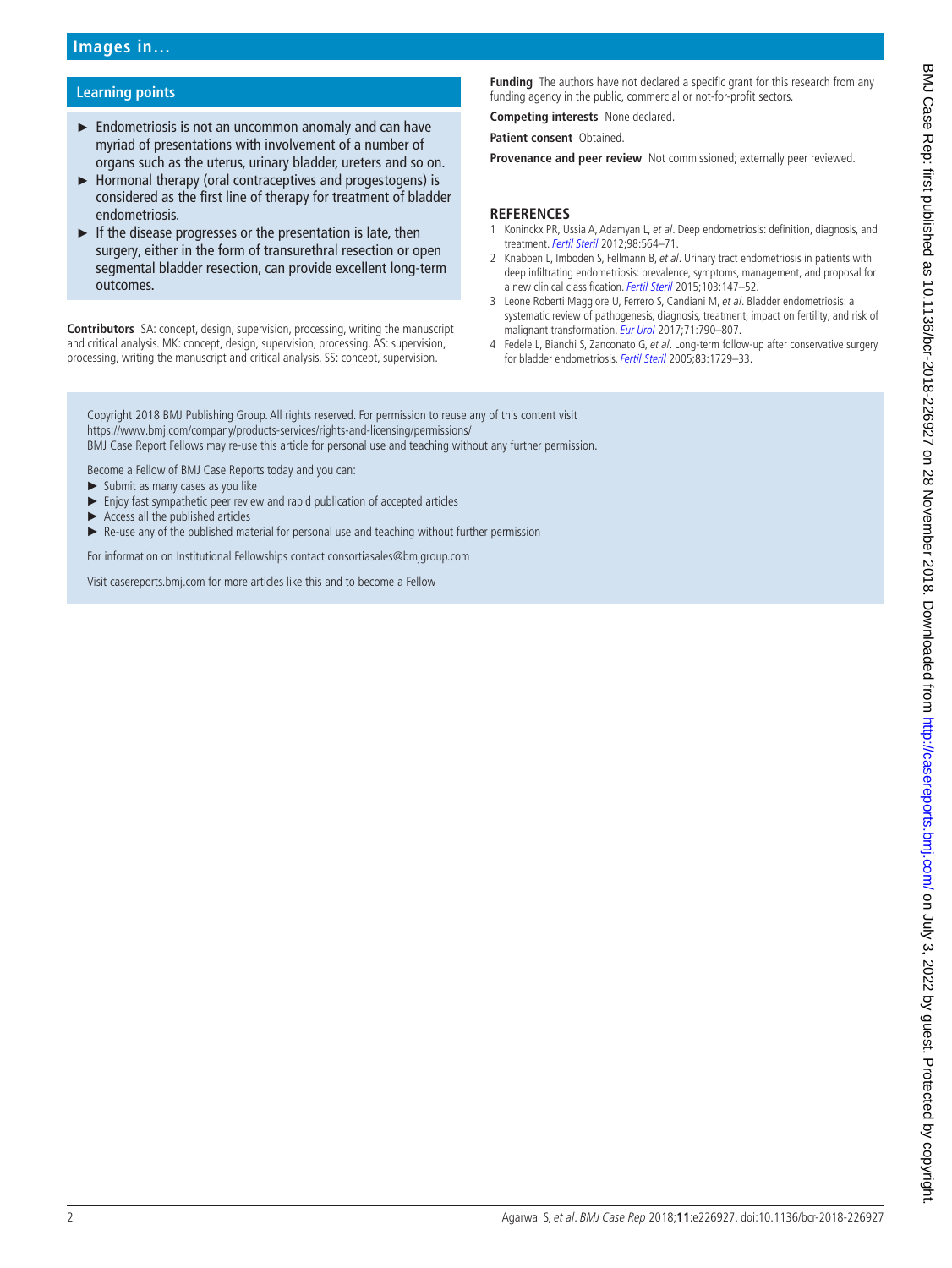## Learning points

- Endometriosis is not an uncommon anomaly and can have myriad of presentations with involvement of a number of organs such as the uterus, urinary bladder, ureters and so on.
- Hormonal therapy (oral contraceptives and progestogens) is considered as the first line of therapy for treatment of bladder endometriosis.
- If the disease progresses or the presentation is late, then surgery, either in the form of transurethral resection or open segmental bladder resection, can provide excellent long-term outcomes.

**Contributors** SA: concept, design, supervision, processing, writing the manuscript and critical analysis. MK: concept, design, supervision, processing. AS: supervision, processing, writing the manuscript and critical analysis. SS: concept, supervision.

**Funding** The authors have not declared a specific grant for this research from any funding agency in the public, commercial or not-for-profit sectors.

**Competing interests** None declared.

**Patient consent** Obtained.

**Provenance and peer review** Not commissioned; externally peer reviewed.

## REFERENCES

1. Koninckx PR, Ussia A, Adamyan L, *et al*. Deep endometriosis: definition, diagnosis, and treatment. *Fertil Steril* 2012;98:564–71.
2. Knabben L, Imboden S, Fellmann B, *et al*. Urinary tract endometriosis in patients with deep infiltrating endometriosis: prevalence, symptoms, management, and proposal for a new clinical classification. *Fertil Steril* 2015;103:147–52.
3. Leone Roberti Maggiore U, Ferrero S, Candiani M, *et al*. Bladder endometriosis: a systematic review of pathogenesis, diagnosis, treatment, impact on fertility, and risk of malignant transformation. *Eur Urol* 2017;71:790–807.
4. Fedele L, Bianchi S, Zanconato G, *et al*. Long-term follow-up after conservative surgery for bladder endometriosis. *Fertil Steril* 2005;83:1729–33.

Copyright 2018 BMJ Publishing Group. All rights reserved. For permission to reuse any of this content visit https://www.bmj.com/company/products-services/rights-and-licensing/permissions/
BMJ Case Report Fellows may re-use this article for personal use and teaching without any further permission.

Become a Fellow of BMJ Case Reports today and you can:

- Submit as many cases as you like
- Enjoy fast sympathetic peer review and rapid publication of accepted articles
- Access all the published articles
- Re-use any of the published material for personal use and teaching without further permission

For information on Institutional Fellowships contact consortiasales@bmjgroup.com

Visit casereports.bmj.com for more articles like this and to become a Fellow